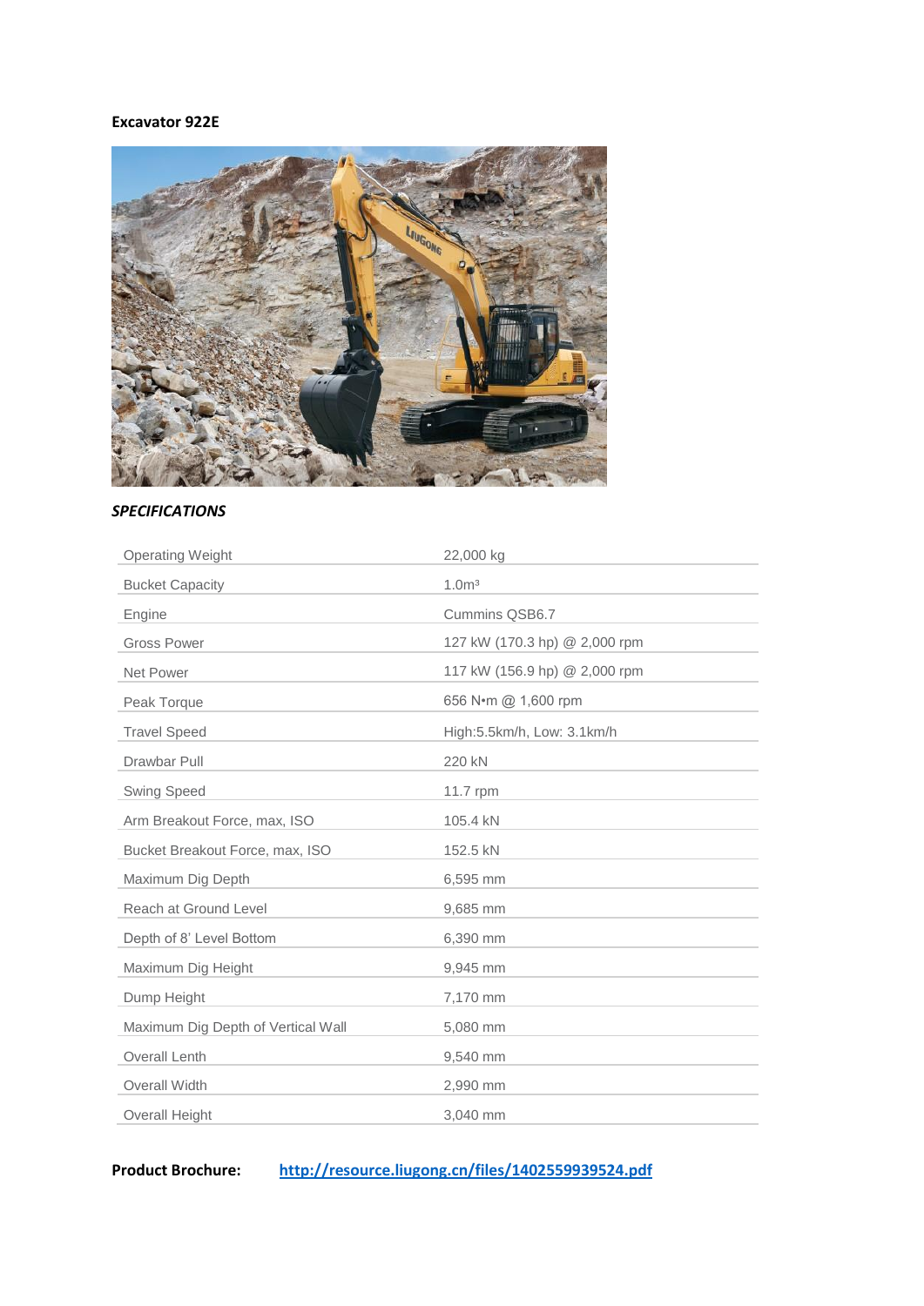**Excavator 922E**

***SPECIFICATIONS***

| | |
|---|---|
| Operating Weight | 22,000 kg |
| Bucket Capacity | 1.0m³ |
| Engine | Cummins QSB6.7 |
| Gross Power | 127 kW (170.3 hp) @ 2,000 rpm |
| Net Power | 117 kW (156.9 hp) @ 2,000 rpm |
| Peak Torque | 656 N•m @ 1,600 rpm |
| Travel Speed | High:5.5km/h, Low: 3.1km/h |
| Drawbar Pull | 220 kN |
| Swing Speed | 11.7 rpm |
| Arm Breakout Force, max, ISO | 105.4 kN |
| Bucket Breakout Force, max, ISO | 152.5 kN |
| Maximum Dig Depth | 6,595 mm |
| Reach at Ground Level | 9,685 mm |
| Depth of 8' Level Bottom | 6,390 mm |
| Maximum Dig Height | 9,945 mm |
| Dump Height | 7,170 mm |
| Maximum Dig Depth of Vertical Wall | 5,080 mm |
| Overall Lenth | 9,540 mm |
| Overall Width | 2,990 mm |
| Overall Height | 3,040 mm |

**Product Brochure:** http://resource.liugong.cn/files/1402559939524.pdf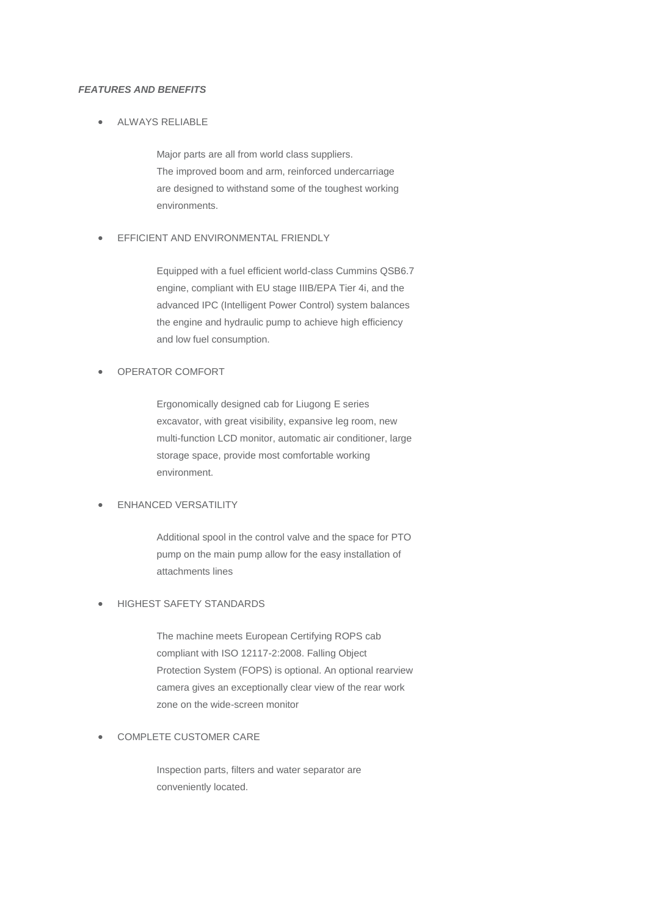***FEATURES AND BENEFITS***

- ALWAYS RELIABLE

  Major parts are all from world class suppliers.
  The improved boom and arm, reinforced undercarriage are designed to withstand some of the toughest working environments.

- EFFICIENT AND ENVIRONMENTAL FRIENDLY

  Equipped with a fuel efficient world-class Cummins QSB6.7 engine, compliant with EU stage IIIB/EPA Tier 4i, and the advanced IPC (Intelligent Power Control) system balances the engine and hydraulic pump to achieve high efficiency and low fuel consumption.

- OPERATOR COMFORT

  Ergonomically designed cab for Liugong E series excavator, with great visibility, expansive leg room, new multi-function LCD monitor, automatic air conditioner, large storage space, provide most comfortable working environment.

- ENHANCED VERSATILITY

  Additional spool in the control valve and the space for PTO pump on the main pump allow for the easy installation of attachments lines

- HIGHEST SAFETY STANDARDS

  The machine meets European Certifying ROPS cab compliant with ISO 12117-2:2008. Falling Object Protection System (FOPS) is optional. An optional rearview camera gives an exceptionally clear view of the rear work zone on the wide-screen monitor

- COMPLETE CUSTOMER CARE

  Inspection parts, filters and water separator are conveniently located.